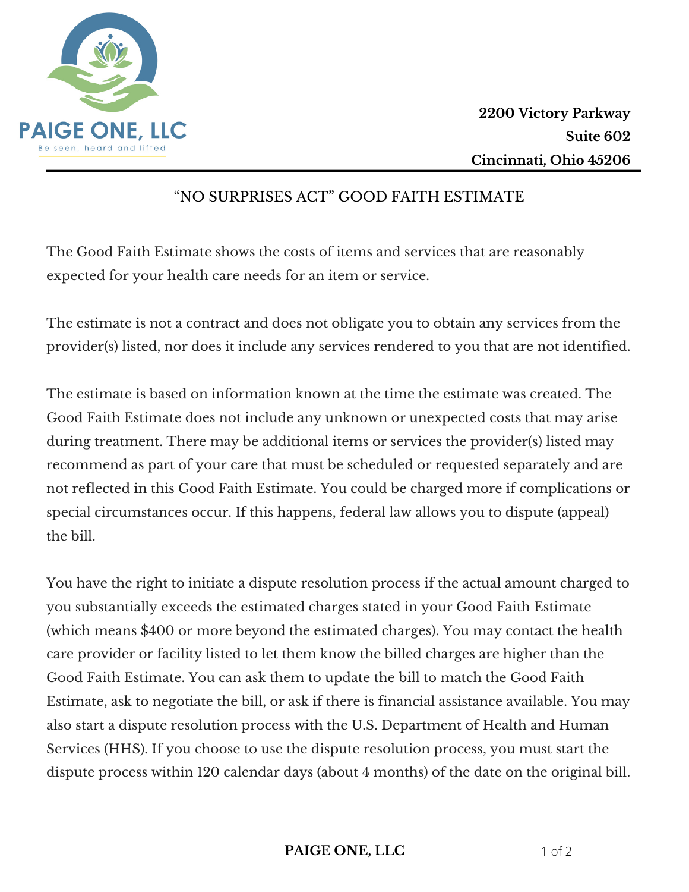**PAIGE ONE, LLC**

Be seen, heard and lifted

**2200 Victory Parkway**
**Suite 602**
**Cincinnati, Ohio 45206**

# "NO SURPRISES ACT" GOOD FAITH ESTIMATE

The Good Faith Estimate shows the costs of items and services that are reasonably expected for your health care needs for an item or service.

The estimate is not a contract and does not obligate you to obtain any services from the provider(s) listed, nor does it include any services rendered to you that are not identified.

The estimate is based on information known at the time the estimate was created. The Good Faith Estimate does not include any unknown or unexpected costs that may arise during treatment. There may be additional items or services the provider(s) listed may recommend as part of your care that must be scheduled or requested separately and are not reflected in this Good Faith Estimate. You could be charged more if complications or special circumstances occur. If this happens, federal law allows you to dispute (appeal) the bill.

You have the right to initiate a dispute resolution process if the actual amount charged to you substantially exceeds the estimated charges stated in your Good Faith Estimate (which means $400 or more beyond the estimated charges). You may contact the health care provider or facility listed to let them know the billed charges are higher than the Good Faith Estimate. You can ask them to update the bill to match the Good Faith Estimate, ask to negotiate the bill, or ask if there is financial assistance available. You may also start a dispute resolution process with the U.S. Department of Health and Human Services (HHS). If you choose to use the dispute resolution process, you must start the dispute process within 120 calendar days (about 4 months) of the date on the original bill.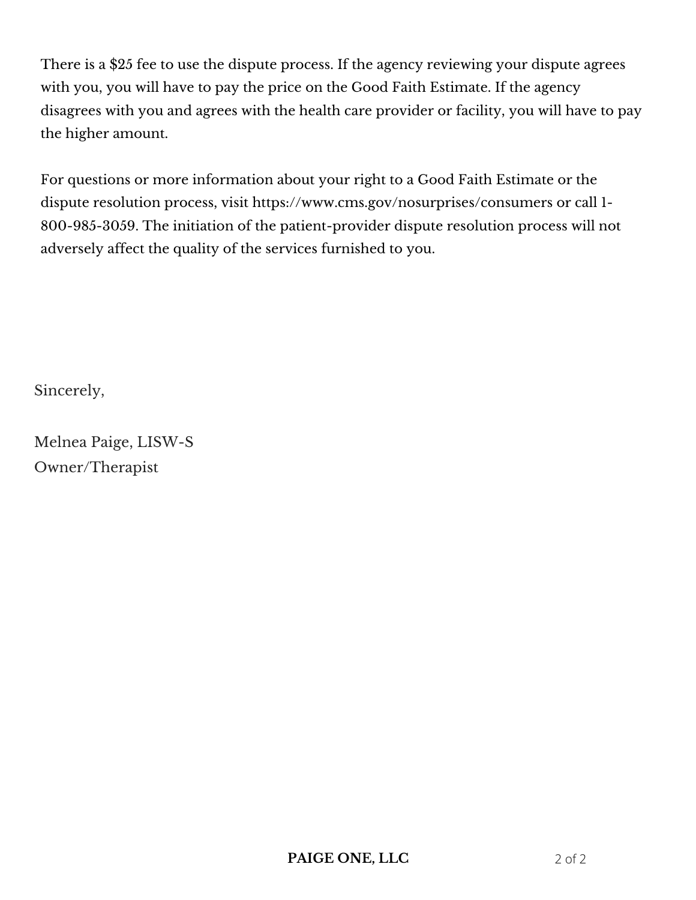There is a $25 fee to use the dispute process. If the agency reviewing your dispute agrees with you, you will have to pay the price on the Good Faith Estimate. If the agency disagrees with you and agrees with the health care provider or facility, you will have to pay the higher amount.

For questions or more information about your right to a Good Faith Estimate or the dispute resolution process, visit https://www.cms.gov/nosurprises/consumers or call 1-800-985-3059. The initiation of the patient-provider dispute resolution process will not adversely affect the quality of the services furnished to you.

Sincerely,

Melnea Paige, LISW-S
Owner/Therapist